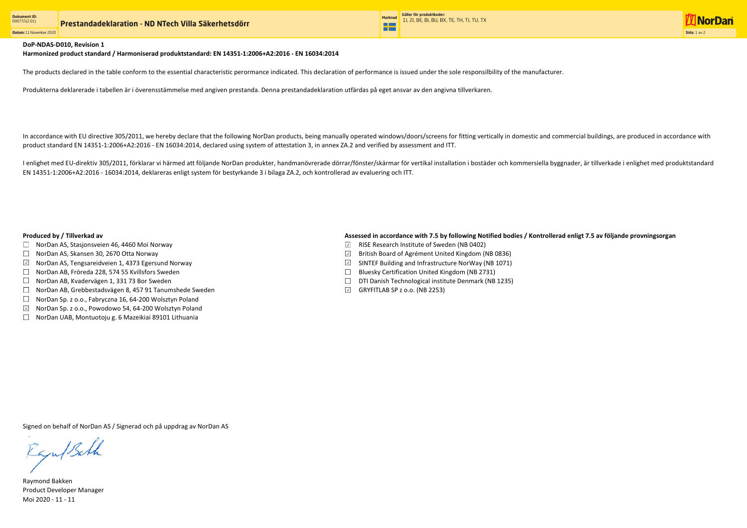**DoP-NDAS-D010, Revision 1**

**Harmonized product standard / Harmoniserad produktstandard: EN 14351-1:2006+A2:2016 - EN 16034:2014**

The products declared in the table conform to the essential characteristic perormance indicated. This declaration of performance is issued under the sole responsilbility of the manufacturer.

Produkterna deklarerade i tabellen är i överensstämmelse med angiven prestanda. Denna prestandadeklaration utfärdas på eget ansvar av den angivna tillverkaren.

In accordance with EU directive 305/2011, we hereby declare that the following NorDan products, being manually operated windows/doors/screens for fitting vertically in domestic and commercial buildings, are produced in accordance with product standard EN 14351-1:2006+A2:2016 - EN 16034:2014, declared using system of attestation 3, in annex ZA.2 and verified by assessment and ITT.

I enlighet med EU-direktiv 305/2011, förklarar vi härmed att följande NorDan produkter, handmanövrerade dörrar/fönster/skärmar för vertikal installation i bostäder och kommersiella byggnader, är tillverkade i enlighet med produktstandard EN 14351-1:2006+A2:2016 - 16034:2014, deklareras enligt system för bestyrkande 3 i bilaga ZA.2, och kontrollerad av evaluering och ITT.

**Produced by / Tillverkad av**

- ☐ NorDan AS, Stasjonsveien 46, 4460 Moi Norway
- ☐ NorDan AS, Skansen 30, 2670 Otta Norway
- ☑ NorDan AS, Tengsareidveien 1, 4373 Egersund Norway
- ☐ NorDan AB, Fröreda 228, 574 55 Kvillsfors Sweden
- ☐ NorDan AB, Kvadervägen 1, 331 73 Bor Sweden
- ☐ NorDan AB, Grebbestadsvägen 8, 457 91 Tanumshede Sweden
- ☐ NorDan Sp. z o.o., Fabryczna 16, 64-200 Wolsztyn Poland
- ☑ NorDan Sp. z o.o., Powodowo 54, 64-200 Wolsztyn Poland
- ☐ NorDan UAB, Montuotoju g. 6 Mazeikiai 89101 Lithuania

**Assessed in accordance with 7.5 by following Notified bodies / Kontrollerad enligt 7.5 av följande provningsorgan**

- ☑ RISE Research Institute of Sweden (NB 0402)
- ☑ British Board of Agrément United Kingdom (NB 0836)
- ☑ SINTEF Building and Infrastructure NorWay (NB 1071)
- ☐ Bluesky Certification United Kingdom (NB 2731)
- ☐ DTI Danish Technological institute Denmark (NB 1235)
- ☑ GRYFITLAB SP z o.o. (NB 2253)

Signed on behalf of NorDan AS / Signerad och på uppdrag av NorDan AS

Raymond Bakken
Product Developer Manager
Moi 2020 - 11 - 11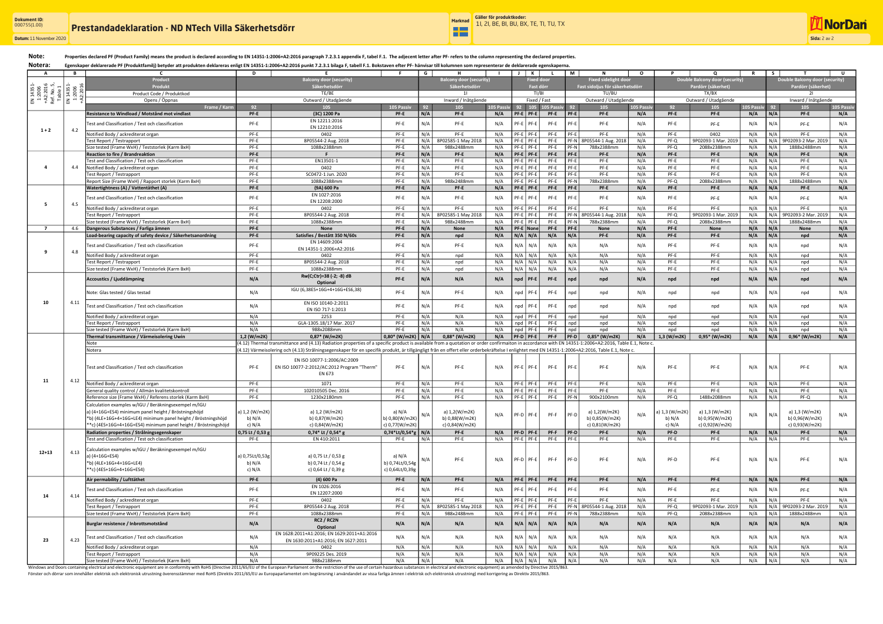**Dokument ID:** 000755(1.00)

# Prestandadeklaration - ND NTech Villa Säkerhetsdörr

**Marknad**

**Gäller för produktkoder:** 1I, 2I, BE, BI, BU, BX, TE, TI, TU, TX

**Datum:** 11 November 2020

**Note:** Properties declared PF (Product Family) means the product is declared according to EN 14351-1:2006+A2:2016 paragraph 7.2.3.1 appendix F, tabel F.1. The adjecent letter after PF- refers to the column representing the declared properties.

**Notera:** Egenskaper deklarerade PF (Produktfamilj) betyder att produkten deklareras enligt EN 14351-1:2006+A2:2016 punkt 7.2.3.1 bilaga F, tabell F.1. Bokstaven efter PF- hänvisar till kolumnen som representerar de deklarerade egenskaperna.

| A | B | C | D | E | F | G | H | I | J | K | L | M | N | O | P | Q | R | S | T | U |
|---|---|---|---|---|---|---|---|---|---|---|---|---|---|---|---|---|---|---|---|---|
| EN 14351-1:2006 +A2:2016 Ref. No. 5, Table 1 | EN 14351-1:2006 +A2:2016 | Product / Produkt | Balcony door (security) / Säkerhetsdörr | | | Balcony door (security) / Säkerhetsdörr | | | Fixed door / Fast dörr | | | Fixed sidelight door / Fast sidoljus för säkerhetsdörr | | | Double Balcony door (security) / Pardörr (säkerhet) | | | Double Balcony door (security) / Pardörr (säkerhet) | | |
| | | Product Code / Produktkod | TE/BE | | | 1I | | | TI/BI | | | TU/BU | | | TX/BX | | | 2I | | |
| | | Opens / Öppnas | Outward / Utadgående | | | Inward / Inåtgående | | | Fixed / Fast | | | Outward / Utadgående | | | Outward / Utadgående | | | Inward / Inåtgående | | |
| | | Frame / Karm | 92 | 105 | 105 Passiv | 92 | 105 | 105 Passiv | 92 | 105 | 105 Passiv | 92 | 105 | 105 Passiv | 92 | 105 | 105 Passiv | 92 | 105 | 105 Passiv |
| 1 + 2 | 4.2 | Resistance to Windload / Motstånd mot vindlast | PF-E | (3C) 1200 Pa | PF-E | N/A | PF-E | N/A | PF-E | PF-E | PF-E | PF-E | PF-E | N/A | PF-E | PF-E | N/A | N/A | PF-E | N/A |
| | | Test and Classification / Test och classification | PF-E | EN 12211:2016 EN 12210:2016 | PF-E | N/A | PF-E | N/A | PF-E | PF-E | PF-E | PF-E | PF-E | N/A | PF-E | PF-E | N/A | N/A | PF-E | N/A |
| | | Notified Body / ackrediterat organ | PF-E | 0402 | PF-E | N/A | PF-E | N/A | PF-E | PF-E | PF-E | PF-E | PF-E | N/A | PF-E | 0402 | N/A | N/A | PF-E | N/A |
| | | Test Report / Testrapport | PF-E | 8P05544-2 Aug. 2018 | PF-E | N/A | 8P02585-1 May 2018 | N/A | PF-E | PF-E | PF-E | PF-N | 8P05544-1 Aug. 2018 | N/A | PF-Q | 9P02093-1 Mar. 2019 | N/A | N/A | 9P02093-2 Mar. 2019 | N/A |
| | | Size tested (Frame WxH) / Teststorlek (Karm BxH) | PF-E | 1088x2388mm | PF-E | N/A | 988x2488mm | N/A | PF-E | PF-E | PF-E | PF-N | 788x2388mm | N/A | PF-Q | 2088x2388mm | N/A | N/A | 1888x2488mm | N/A |
| 4 | 4.4 | Reaction to fire / Brandreaktion | PF-E | F | PF-E | N/A | PF-E | N/A | PF-E | PF-E | PF-E | PF-E | PF-E | N/A | PF-E | PF-E | N/A | N/A | PF-E | N/A |
| | | Test and Classification / Test och classification | PF-E | EN13501-1 | PF-E | N/A | PF-E | N/A | PF-E | PF-E | PF-E | PF-E | PF-E | N/A | PF-E | PF-E | N/A | N/A | PF-E | N/A |
| | | Notified Body / ackrediterat organ | PF-E | 0402 | PF-E | N/A | PF-E | N/A | PF-E | PF-E | PF-E | PF-E | PF-E | N/A | PF-E | PF-E | N/A | N/A | PF-E | N/A |
| | | Test Report / Testrapport | PF-E | SC0472-1 Jun. 2020 | PF-E | N/A | PF-E | N/A | PF-E | PF-E | PF-E | PF-E | PF-E | N/A | PF-E | PF-E | N/A | N/A | PF-E | N/A |
| | | Report Size (Frame WxH) / Rapport storlek (Karm BxH) | PF-E | 1088x2388mm | PF-E | N/A | 988x2488mm | N/A | PF-E | PF-E | PF-E | PF-N | 788x2388mm | N/A | PF-Q | 2088x2388mm | N/A | N/A | 1888x2488mm | N/A |
| 5 | 4.5 | Watertightness (A) / Vattentäthet (A) | PF-E | (9A) 600 Pa | PF-E | N/A | PF-E | N/A | PF-E | PF-E | PF-E | PF-E | PF-E | N/A | PF-E | PF-E | N/A | N/A | PF-E | N/A |
| | | Test and Classification / Test och classification | PF-E | EN 1027:2016 EN 12208:2000 | PF-E | N/A | PF-E | N/A | PF-E | PF-E | PF-E | PF-E | PF-E | N/A | PF-E | PF-E | N/A | N/A | PF-E | N/A |
| | | Notified Body / ackrediterat organ | PF-E | 0402 | PF-E | N/A | PF-E | N/A | PF-E | PF-E | PF-E | PF-E | PF-E | N/A | PF-E | PF-E | N/A | N/A | PF-E | N/A |
| | | Test Report / Testrapport | PF-E | 8P05544-2 Aug. 2018 | PF-E | N/A | 8P02585-1 May 2018 | N/A | PF-E | PF-E | PF-E | PF-N | 8P05544-1 Aug. 2018 | N/A | PF-Q | 9P02093-1 Mar. 2019 | N/A | N/A | 9P02093-2 Mar. 2019 | N/A |
| | | Size tested (Frame WxH) / Teststorlek (Karm BxH) | PF-E | 1088x2388mm | PF-E | N/A | 988x2488mm | N/A | PF-E | PF-E | PF-E | PF-N | 788x2388mm | N/A | PF-Q | 2088x2388mm | N/A | N/A | 1888x2488mm | N/A |
| 7 | 4.6 | Dangerous Substances / Farliga ämnen | PF-E | None | PF-E | N/A | None | N/A | PF-E | None | PF-E | PF-E | None | N/A | PF-E | None | N/A | N/A | None | N/A |
| 9 | 4.8 | Load-bearing capacity of safety device / Säkerhetsanordning | PF-E | Satisfies / Bestått 350 N/60s | PF-E | N/A | npd | N/A | N/A | N/A | N/A | N/A | N/A | N/A | PF-E | PF-E | N/A | N/A | npd | N/A |
| | | Test and Classification / Test och classification | PF-E | EN 14609:2004 EN 14351-1:2006+A2:2016 | PF-E | N/A | PF-E | N/A | N/A | N/A | N/A | N/A | N/A | N/A | PF-E | PF-E | N/A | N/A | npd | N/A |
| | | Notified Body / ackrediterat organ | PF-E | 0402 | PF-E | N/A | npd | N/A | N/A | N/A | N/A | N/A | N/A | N/A | PF-E | PF-E | N/A | N/A | npd | N/A |
| | | Test Report / Testrapport | PF-E | 8P05544-2 Aug. 2018 | PF-E | N/A | npd | N/A | N/A | N/A | N/A | N/A | N/A | N/A | PF-E | PF-E | N/A | N/A | npd | N/A |
| | | Size tested (Frame WxH) / Teststorlek (Karm BxH) | PF-E | 1088x2388mm | PF-E | N/A | npd | N/A | N/A | N/A | N/A | N/A | N/A | N/A | PF-E | PF-E | N/A | N/A | npd | N/A |
| 10 | 4.11 | Accoustics / Ljuddämpning | N/A | Rw(C;Ctr)=38 (-2; -8) dB Optional | PF-E | N/A | N/A | N/A | npd | PF-E | PF-E | npd | npd | N/A | npd | npd | N/A | N/A | npd | N/A |
| | | Note: Glas tested / Glas testad | N/A | IGU (6,38ES+16G+4+16G+ES6,38) | PF-E | N/A | PF-E | N/A | npd | PF-E | PF-E | npd | npd | N/A | npd | npd | N/A | N/A | npd | N/A |
| | | Test and Classification / Test och classification | N/A | EN ISO 10140-2:2011 EN ISO 717-1:2013 | PF-E | N/A | PF-E | N/A | npd | PF-E | PF-E | npd | npd | N/A | npd | npd | N/A | N/A | npd | N/A |
| | | Notified Body / ackrediterat organ | N/A | 2253 | PF-E | N/A | N/A | N/A | npd | PF-E | PF-E | npd | npd | N/A | npd | npd | N/A | N/A | npd | N/A |
| | | Test Report / Testrapport | N/A | GLA-1305.18/17 Mar. 2017 | PF-E | N/A | N/A | N/A | npd | PF-E | PF-E | npd | npd | N/A | npd | npd | N/A | N/A | npd | N/A |
| | | Size tested (Frame WxH) / Teststorlek (Karm BxH) | N/A | 988x2088mm | PF-E | N/A | N/A | N/A | npd | PF-E | PF-E | npd | npd | N/A | npd | npd | N/A | N/A | npd | N/A |
| 11 | 4.12 | Thermal transmittance / Värmeisolering Uwin | 1,2 (W/m2K) | 0,87* (W/m2K) | 0,80* (W/m2K) | N/A | 0,88* (W/m2K) | N/A | PF-D | PF-E | PF-F | PF-D | 0,85* (W/m2K) | N/A | 1,3 (W/m2K) | 0,95* (W/m2K) | N/A | N/A | 0,96* (W/m2K) | N/A |
| | | Note | (4.12) Thermal transmittance and (4.13) Radiation properties of a specific product is available from a quotation or order confirmaiton in accordance with EN 14351-1:2006+A2:2016, Table E.1, Note c. | | | | | | | | | | | | | | | | | |
| | | Notera | (4.12) Värmeisolering och (4.13) Strålningsegenskaper för en specifik produkt, är tillgängligt från en offert eller orderbekräftelse I enlighet med EN 14351-1:2006+A2:2016, Table E.1, Note c. | | | | | | | | | | | | | | | | | |
| | | Test and Classification / Test och classification | PF-E | EN ISO 10077-1:2006/AC:2009 EN ISO 10077-2:2012/AC:2012 Program "Therm" EN 673 | PF-E | N/A | PF-E | N/A | PF-E | PF-E | PF-E | PF-E | PF-E | N/A | PF-E | PF-E | N/A | N/A | PF-E | N/A |
| | | Notified Body / ackrediterat organ | PF-E | 1071 | PF-E | N/A | PF-E | N/A | PF-E | PF-E | PF-E | PF-E | PF-E | N/A | PF-E | PF-E | N/A | N/A | PF-E | N/A |
| | | General quality control / Allmän kvalitetskontroll | PF-E | 102010505 Dec. 2016 | PF-E | N/A | PF-E | N/A | PF-E | PF-E | PF-E | PF-E | PF-E | N/A | PF-E | PF-E | N/A | N/A | PF-E | N/A |
| | | Reference size (Frame WxH) / Referens storlek (Karm BxH) | PF-E | 1230x2180mm | PF-E | N/A | PF-E | N/A | PF-E | PF-E | PF-E | PF-N | 900x2100mm | N/A | PF-Q | 1488x2088mm | N/A | N/A | PF-Q | N/A |
| | | Calculation examples w/IGU / Beräkningsexempel m/IGU a) (4+16G+ES4) minimum panel height / Bröstningshöjd *b) (4LE+16G+4+16G+LE4) minimum panel height / Bröstningshöjd **c) (4ES+16G+4+16G+ES4) minimum panel height / Bröstningshöjd | a) 1,2 (W/m2K) b) N/A c) N/A | a) 1,2 (W/m2K) b) 0,87(W/m2K) c) 0,84(W/m2K) | a) N/A b) 0,80(W/m2K) c) 0,77(W/m2K) | N/A | a) 1,2(W/m2K) b) 0,88(W/m2K) c) 0,84(W/m2K) | N/A | PF-D | PF-E | PF-F | PF-D | a) 1,2(W/m2K) b) 0,85(W/m2K) c) 0,81(W/m2K) | N/A | a) 1,3 (W/m2K) b) N/A c) N/A | a) 1,3 (W/m2K) b) 0,95(W/m2K) c) 0,92(W/m2K) | N/A | N/A | a) 1,3 (W/m2K) b) 0,96(W/m2K) c) 0,93(W/m2K) | N/A |
| 12+13 | 4.13 | Radiation properties / Strålningsegenskaper | 0,75 Lt / 0,53 g | 0,74* Lt / 0,54* g | 0,74*Lt/0,54*g | N/A | PF-E | N/A | PF-D | PF-D | PF-F | PF-D | PF-E | N/A | PF-D | PF-E | N/A | N/A | PF-E | N/A |
| | | Test and Classification / Test och classification | PF-E | EN 410:2011 | PF-E | N/A | PF-E | N/A | PF-E | PF-E | PF-E | PF-E | PF-E | N/A | PF-E | PF-E | N/A | N/A | PF-E | N/A |
| | | Calculation examples w/IGU / Beräkningsexempel m/IGU a) (4+16G+ES4) *b) (4LE+16G+4+16G+LE4) **c) (4ES+16G+4+16G+ES4) | a) 0,75Lt/0,53g b) N/A c) N/A | a) 0,75 Lt / 0,53 g b) 0,74 Lt / 0,54 g c) 0,64 Lt / 0,39 g | a) N/A b) 0,74Lt/0,54g c) 0,64Lt/0,39g | N/A | PF-E | N/A | PF-D | PF-E | PF-F | PF-D | PF-E | N/A | PF-D | PF-E | N/A | N/A | PF-E | N/A |
| 14 | 4.14 | Air permeability / Lufttäthet | PF-E | (4) 600 Pa | PF-E | N/A | PF-E | N/A | PF-E | PF-E | PF-E | PF-E | PF-E | N/A | PF-E | PF-E | N/A | N/A | PF-E | N/A |
| | | Test and Classification / Test och classification | PF-E | EN 1026:2016 EN 12207:2000 | PF-E | N/A | PF-E | N/A | PF-E | PF-E | PF-E | PF-E | PF-E | N/A | PF-E | PF-E | N/A | N/A | PF-E | N/A |
| | | Notified Body / ackrediterat organ | PF-E | 0402 | PF-E | N/A | PF-E | N/A | PF-E | PF-E | PF-E | PF-E | PF-E | N/A | PF-E | PF-E | N/A | N/A | PF-E | N/A |
| | | Test Report / Testrapport | PF-E | 8P05544-2 Aug. 2018 | PF-E | N/A | 8P02585-1 May 2018 | N/A | PF-E | PF-E | PF-E | PF-N | 8P05544-1 Aug. 2018 | N/A | PF-Q | 9P02093-1 Mar. 2019 | N/A | N/A | 9P02093-2 Mar. 2019 | N/A |
| | | Size tested (Frame WxH) / Teststorlek (Karm BxH) | PF-E | 1088x2388mm | PF-E | N/A | 988x2488mm | N/A | PF-E | PF-E | PF-E | PF-N | 788x2388mm | N/A | PF-Q | 2088x2388mm | N/A | N/A | 1888x2488mm | N/A |
| 23 | 4.23 | Burglar resistence / Inbrottsmotstånd | N/A | RC2 / RC2N Optional | N/A | N/A | N/A | N/A | N/A | N/A | N/A | N/A | N/A | N/A | N/A | N/A | N/A | N/A | N/A | N/A |
| | | Test and Classification / Test och classification | N/A | EN 1628:2011+A1:2016; EN 1629:2011+A1:2016 EN 1630:2011+A1:2016; EN 1627:2011 | N/A | N/A | N/A | N/A | N/A | N/A | N/A | N/A | N/A | N/A | N/A | N/A | N/A | N/A | N/A | N/A |
| | | Notified Body / ackrediterat organ | N/A | 0402 | N/A | N/A | N/A | N/A | N/A | N/A | N/A | N/A | N/A | N/A | N/A | N/A | N/A | N/A | N/A | N/A |
| | | Test Report / Testrapport | N/A | 9P09225 Des. 2019 | N/A | N/A | N/A | N/A | N/A | N/A | N/A | N/A | N/A | N/A | N/A | N/A | N/A | N/A | N/A | N/A |
| | | Size tested (Frame WxH) / Teststorlek (Karm BxH) | N/A | 988x2188mm | N/A | N/A | N/A | N/A | N/A | N/A | N/A | N/A | N/A | N/A | N/A | N/A | N/A | N/A | N/A | N/A |

Windows and Doors containing electrical and electronic equipment are in conformity with RoHS (Directive 2011/65/EU of the European Parliament on the restriction of the use of certain hazardous substances in electrical and electronic equipment) as amended by Directive 2015/863.

Fönster och dörrar som innehåller elektrisk och elektronisk utrustning överensstämmer med RoHS (Direktiv 2011/65/EU av Europaparlamentet om begränsning i användandet av vissa farliga ämnen i elektrisk och elektronisk utrustning) med korrigering av Direktiv 2015/863.